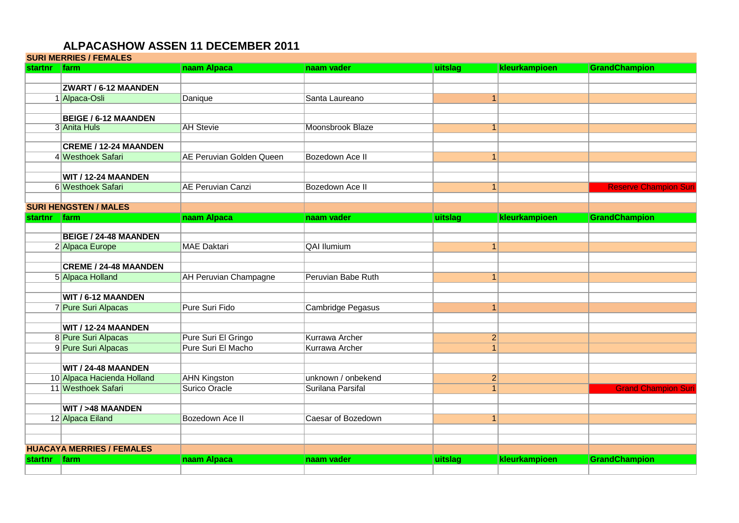# ALPACASHOW ASSEN 11 DECEMBER 2011

## SURI MERRIES / FEMALES

| startnr | farm | naam Alpaca | naam vader | uitslag | kleurkampioen | GrandChampion |
|---|---|---|---|---|---|---|
| | | | | | | |
| | **ZWART / 6-12 MAANDEN** | | | | | |
| 1 | Alpaca-Osli | Danique | Santa Laureano | 1 | | |
| | | | | | | |
| | **BEIGE / 6-12 MAANDEN** | | | | | |
| 3 | Anita Huls | AH Stevie | Moonsbrook Blaze | 1 | | |
| | | | | | | |
| | **CREME / 12-24 MAANDEN** | | | | | |
| 4 | Westhoek Safari | AE Peruvian Golden Queen | Bozedown Ace II | 1 | | |
| | | | | | | |
| | **WIT / 12-24 MAANDEN** | | | | | |
| 6 | Westhoek Safari | AE Peruvian Canzi | Bozedown Ace II | 1 | | Reserve Champion Suri |

## SURI HENGSTEN / MALES

| startnr | farm | naam Alpaca | naam vader | uitslag | kleurkampioen | GrandChampion |
|---|---|---|---|---|---|---|
| | | | | | | |
| | **BEIGE / 24-48 MAANDEN** | | | | | |
| 2 | Alpaca Europe | MAE Daktari | QAI Ilumium | 1 | | |
| | | | | | | |
| | **CREME / 24-48 MAANDEN** | | | | | |
| 5 | Alpaca Holland | AH Peruvian Champagne | Peruvian Babe Ruth | 1 | | |
| | | | | | | |
| | **WIT / 6-12 MAANDEN** | | | | | |
| 7 | Pure Suri Alpacas | Pure Suri Fido | Cambridge Pegasus | 1 | | |
| | | | | | | |
| | **WIT / 12-24 MAANDEN** | | | | | |
| 8 | Pure Suri Alpacas | Pure Suri El Gringo | Kurrawa Archer | 2 | | |
| 9 | Pure Suri Alpacas | Pure Suri El Macho | Kurrawa Archer | 1 | | |
| | | | | | | |
| | **WIT / 24-48 MAANDEN** | | | | | |
| 10 | Alpaca Hacienda Holland | AHN Kingston | unknown / onbekend | 2 | | |
| 11 | Westhoek Safari | Surico Oracle | Surilana Parsifal | 1 | | Grand Champion Suri |
| | | | | | | |
| | **WIT / >48 MAANDEN** | | | | | |
| 12 | Alpaca Eiland | Bozedown Ace II | Caesar of Bozedown | 1 | | |

## HUACAYA MERRIES / FEMALES

| startnr | farm | naam Alpaca | naam vader | uitslag | kleurkampioen | GrandChampion |
|---|---|---|---|---|---|---|
| | | | | | | |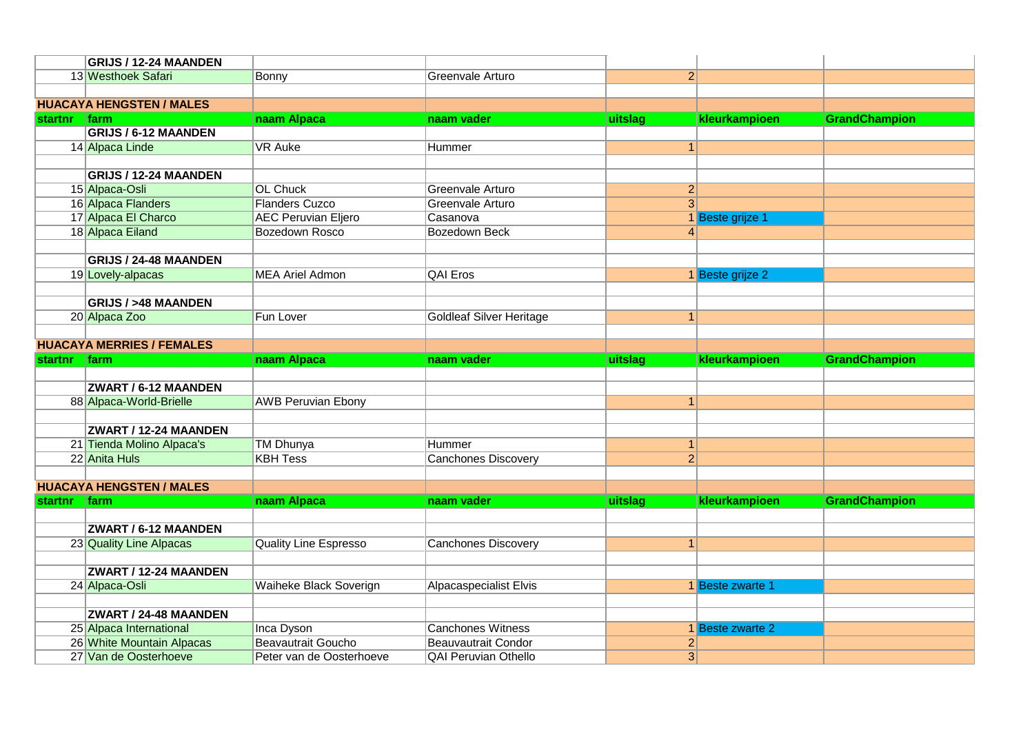| | GRIJS / 12-24 MAANDEN | | | | | |
|---|---|---|---|---|---|---|
| 13 | Westhoek Safari | Bonny | Greenvale Arturo | 2 | | |
| | | | | | | |
| **HUACAYA HENGSTEN / MALES** | | | | | | |
| **startnr** | **farm** | **naam Alpaca** | **naam vader** | **uitslag** | **kleurkampioen** | **GrandChampion** |
| | **GRIJS / 6-12 MAANDEN** | | | | | |
| 14 | Alpaca Linde | VR Auke | Hummer | 1 | | |
| | | | | | | |
| | **GRIJS / 12-24 MAANDEN** | | | | | |
| 15 | Alpaca-Osli | OL Chuck | Greenvale Arturo | 2 | | |
| 16 | Alpaca Flanders | Flanders Cuzco | Greenvale Arturo | 3 | | |
| 17 | Alpaca El Charco | AEC Peruvian Eljero | Casanova | 1 | Beste grijze 1 | |
| 18 | Alpaca Eiland | Bozedown Rosco | Bozedown Beck | 4 | | |
| | | | | | | |
| | **GRIJS / 24-48 MAANDEN** | | | | | |
| 19 | Lovely-alpacas | MEA Ariel Admon | QAI Eros | 1 | Beste grijze 2 | |
| | | | | | | |
| | **GRIJS / >48 MAANDEN** | | | | | |
| 20 | Alpaca Zoo | Fun Lover | Goldleaf Silver Heritage | 1 | | |
| | | | | | | |
| **HUACAYA MERRIES / FEMALES** | | | | | | |
| **startnr** | **farm** | **naam Alpaca** | **naam vader** | **uitslag** | **kleurkampioen** | **GrandChampion** |
| | | | | | | |
| | **ZWART / 6-12 MAANDEN** | | | | | |
| 88 | Alpaca-World-Brielle | AWB Peruvian Ebony | | 1 | | |
| | | | | | | |
| | **ZWART / 12-24 MAANDEN** | | | | | |
| 21 | Tienda Molino Alpaca's | TM Dhunya | Hummer | 1 | | |
| 22 | Anita Huls | KBH Tess | Canchones Discovery | 2 | | |
| | | | | | | |
| **HUACAYA HENGSTEN / MALES** | | | | | | |
| **startnr** | **farm** | **naam Alpaca** | **naam vader** | **uitslag** | **kleurkampioen** | **GrandChampion** |
| | | | | | | |
| | **ZWART / 6-12 MAANDEN** | | | | | |
| 23 | Quality Line Alpacas | Quality Line Espresso | Canchones Discovery | 1 | | |
| | | | | | | |
| | **ZWART / 12-24 MAANDEN** | | | | | |
| 24 | Alpaca-Osli | Waiheke Black Soverign | Alpacaspecialist Elvis | 1 | Beste zwarte 1 | |
| | | | | | | |
| | **ZWART / 24-48 MAANDEN** | | | | | |
| 25 | Alpaca International | Inca Dyson | Canchones Witness | 1 | Beste zwarte 2 | |
| 26 | White Mountain Alpacas | Beauvautrait Goucho | Beauvautrait Condor | 2 | | |
| 27 | Van de Oosterhoeve | Peter van de Oosterhoeve | QAI Peruvian Othello | 3 | | |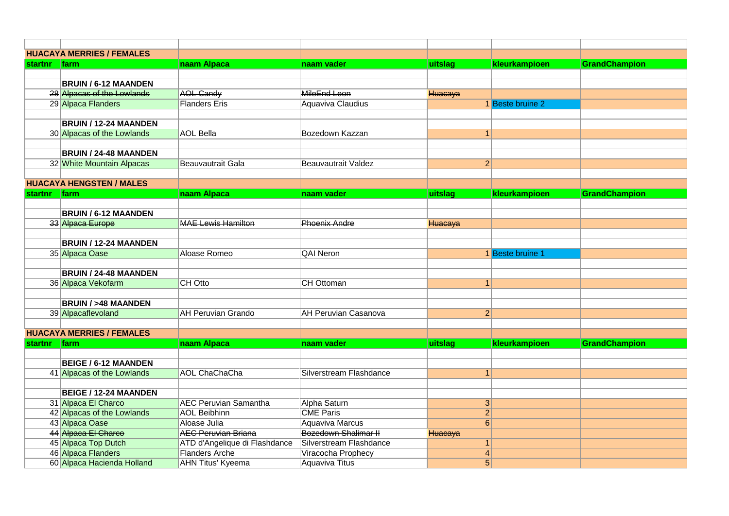| startnr | farm | naam Alpaca | naam vader | uitslag | kleurkampioen | GrandChampion |
|---|---|---|---|---|---|---|
| **HUACAYA MERRIES / FEMALES** | | | | | | |
| **startnr** | **farm** | **naam Alpaca** | **naam vader** | **uitslag** | **kleurkampioen** | **GrandChampion** |
| | **BRUIN / 6-12 MAANDEN** | | | | | |
| ~~28~~ | ~~Alpacas of the Lowlands~~ | ~~AOL Candy~~ | ~~MileEnd Leon~~ | ~~Huacaya~~ | | |
| 29 | Alpaca Flanders | Flanders Eris | Aquaviva Claudius | 1 | Beste bruine 2 | |
| | **BRUIN / 12-24 MAANDEN** | | | | | |
| 30 | Alpacas of the Lowlands | AOL Bella | Bozedown Kazzan | 1 | | |
| | **BRUIN / 24-48 MAANDEN** | | | | | |
| 32 | White Mountain Alpacas | Beauvautrait Gala | Beauvautrait Valdez | 2 | | |
| **HUACAYA HENGSTEN / MALES** | | | | | | |
| **startnr** | **farm** | **naam Alpaca** | **naam vader** | **uitslag** | **kleurkampioen** | **GrandChampion** |
| | **BRUIN / 6-12 MAANDEN** | | | | | |
| ~~33~~ | ~~Alpaca Europe~~ | ~~MAE Lewis Hamilton~~ | ~~Phoenix Andre~~ | ~~Huacaya~~ | | |
| | **BRUIN / 12-24 MAANDEN** | | | | | |
| 35 | Alpaca Oase | Aloase Romeo | QAI Neron | 1 | Beste bruine 1 | |
| | **BRUIN / 24-48 MAANDEN** | | | | | |
| 36 | Alpaca Vekofarm | CH Otto | CH Ottoman | 1 | | |
| | **BRUIN / >48 MAANDEN** | | | | | |
| 39 | Alpacaflevoland | AH Peruvian Grando | AH Peruvian Casanova | 2 | | |
| **HUACAYA MERRIES / FEMALES** | | | | | | |
| **startnr** | **farm** | **naam Alpaca** | **naam vader** | **uitslag** | **kleurkampioen** | **GrandChampion** |
| | **BEIGE / 6-12 MAANDEN** | | | | | |
| 41 | Alpacas of the Lowlands | AOL ChaChaCha | Silverstream Flashdance | 1 | | |
| | **BEIGE / 12-24 MAANDEN** | | | | | |
| 31 | Alpaca El Charco | AEC Peruvian Samantha | Alpha Saturn | 3 | | |
| 42 | Alpacas of the Lowlands | AOL Beibhinn | CME Paris | 2 | | |
| 43 | Alpaca Oase | Aloase Julia | Aquaviva Marcus | 6 | | |
| ~~44~~ | ~~Alpaca El Charco~~ | ~~AEC Peruvian Briana~~ | ~~Bozedown Shalimar II~~ | ~~Huacaya~~ | | |
| 45 | Alpaca Top Dutch | ATD d'Angelique di Flashdance | Silverstream Flashdance | 1 | | |
| 46 | Alpaca Flanders | Flanders Arche | Viracocha Prophecy | 4 | | |
| 60 | Alpaca Hacienda Holland | AHN Titus' Kyeema | Aquaviva Titus | 5 | | |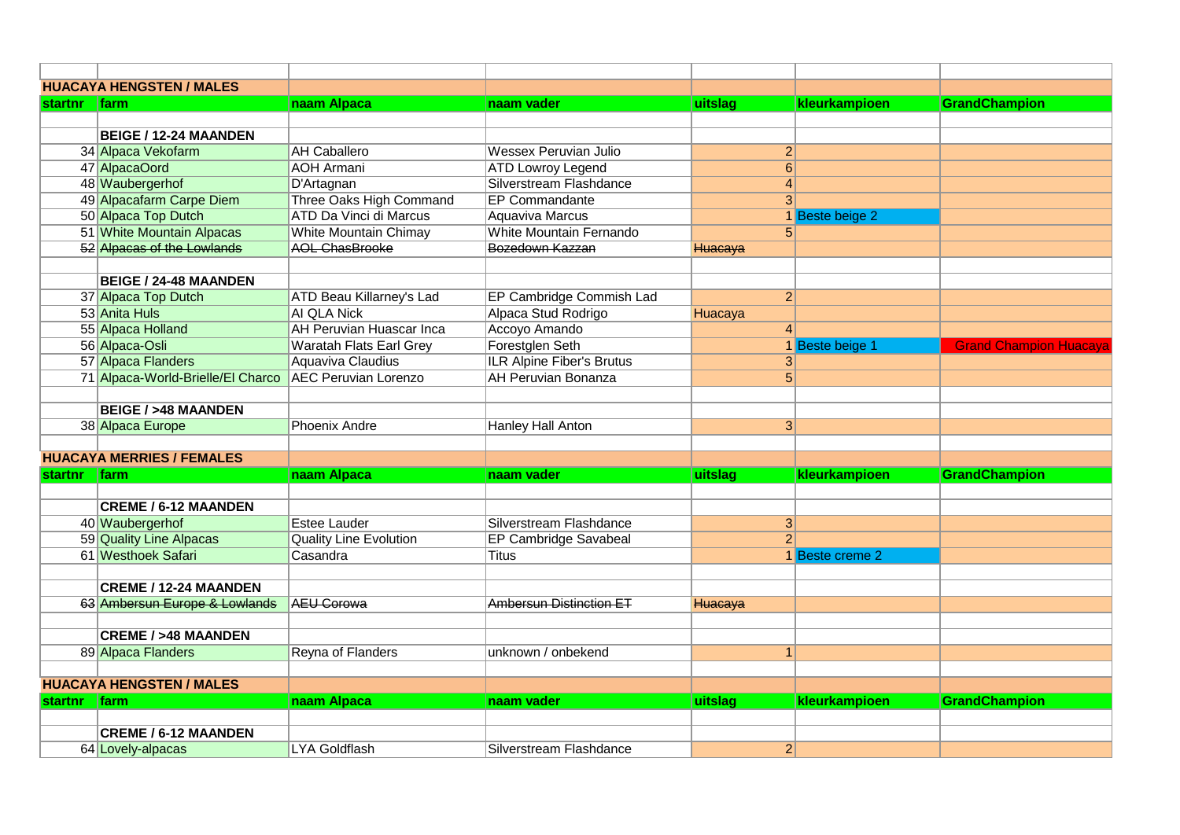| startnr | farm | naam Alpaca | naam vader | uitslag | kleurkampioen | GrandChampion |
|---|---|---|---|---|---|---|
| | **HUACAYA HENGSTEN / MALES** | | | | | |
| | **BEIGE / 12-24 MAANDEN** | | | | | |
| 34 | Alpaca Vekofarm | AH Caballero | Wessex Peruvian Julio | 2 | | |
| 47 | AlpacaOord | AOH Armani | ATD Lowroy Legend | 6 | | |
| 48 | Waubergerhof | D'Artagnan | Silverstream Flashdance | 4 | | |
| 49 | Alpacafarm Carpe Diem | Three Oaks High Command | EP Commandante | 3 | | |
| 50 | Alpaca Top Dutch | ATD Da Vinci di Marcus | Aquaviva Marcus | 1 | Beste beige 2 | |
| 51 | White Mountain Alpacas | White Mountain Chimay | White Mountain Fernando | 5 | | |
| ~~52~~ | ~~Alpacas of the Lowlands~~ | ~~AOL ChasBrooke~~ | ~~Bozedown Kazzan~~ | ~~Huacaya~~ | | |
| | **BEIGE / 24-48 MAANDEN** | | | | | |
| 37 | Alpaca Top Dutch | ATD Beau Killarney's Lad | EP Cambridge Commish Lad | 2 | | |
| 53 | Anita Huls | AI QLA Nick | Alpaca Stud Rodrigo | Huacaya | | |
| 55 | Alpaca Holland | AH Peruvian Huascar Inca | Accoyo Amando | 4 | | |
| 56 | Alpaca-Osli | Waratah Flats Earl Grey | Forestglen Seth | 1 | Beste beige 1 | Grand Champion Huacaya |
| 57 | Alpaca Flanders | Aquaviva Claudius | ILR Alpine Fiber's Brutus | 3 | | |
| 71 | Alpaca-World-Brielle/El Charco | AEC Peruvian Lorenzo | AH Peruvian Bonanza | 5 | | |
| | **BEIGE / >48 MAANDEN** | | | | | |
| 38 | Alpaca Europe | Phoenix Andre | Hanley Hall Anton | 3 | | |

| startnr | farm | naam Alpaca | naam vader | uitslag | kleurkampioen | GrandChampion |
|---|---|---|---|---|---|---|
| | **HUACAYA MERRIES / FEMALES** | | | | | |
| | **CREME / 6-12 MAANDEN** | | | | | |
| 40 | Waubergerhof | Estee Lauder | Silverstream Flashdance | 3 | | |
| 59 | Quality Line Alpacas | Quality Line Evolution | EP Cambridge Savabeal | 2 | | |
| 61 | Westhoek Safari | Casandra | Titus | 1 | Beste creme 2 | |
| | **CREME / 12-24 MAANDEN** | | | | | |
| ~~63~~ | ~~Ambersun Europe & Lowlands~~ | ~~AEU Corowa~~ | ~~Ambersun Distinction ET~~ | ~~Huacaya~~ | | |
| | **CREME / >48 MAANDEN** | | | | | |
| 89 | Alpaca Flanders | Reyna of Flanders | unknown / onbekend | 1 | | |

| startnr | farm | naam Alpaca | naam vader | uitslag | kleurkampioen | GrandChampion |
|---|---|---|---|---|---|---|
| | **HUACAYA HENGSTEN / MALES** | | | | | |
| | **CREME / 6-12 MAANDEN** | | | | | |
| 64 | Lovely-alpacas | LYA Goldflash | Silverstream Flashdance | 2 | | |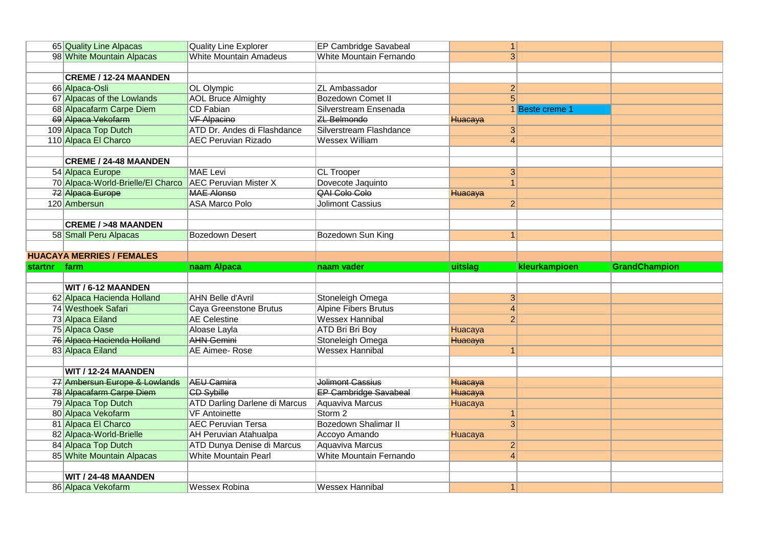| startnr | farm | naam Alpaca | naam vader | uitslag | kleurkampioen | GrandChampion |
|---|---|---|---|---|---|---|
| 65 | Quality Line Alpacas | Quality Line Explorer | EP Cambridge Savabeal | 1 | | |
| 98 | White Mountain Alpacas | White Mountain Amadeus | White Mountain Fernando | 3 | | |
| | | | | | | |
| | **CREME / 12-24 MAANDEN** | | | | | |
| 66 | Alpaca-Osli | OL Olympic | ZL Ambassador | 2 | | |
| 67 | Alpacas of the Lowlands | AOL Bruce Almighty | Bozedown Comet II | 5 | | |
| 68 | Alpacafarm Carpe Diem | CD Fabian | Silverstream Ensenada | 1 | Beste creme 1 | |
| ~~69~~ | ~~Alpaca Vekofarm~~ | ~~VF Alpacino~~ | ~~ZL Belmondo~~ | ~~Huacaya~~ | | |
| 109 | Alpaca Top Dutch | ATD Dr. Andes di Flashdance | Silverstream Flashdance | 3 | | |
| 110 | Alpaca El Charco | AEC Peruvian Rizado | Wessex William | 4 | | |
| | | | | | | |
| | **CREME / 24-48 MAANDEN** | | | | | |
| 54 | Alpaca Europe | MAE Levi | CL Trooper | 3 | | |
| 70 | Alpaca-World-Brielle/El Charco | AEC Peruvian Mister X | Dovecote Jaquinto | 1 | | |
| ~~72~~ | ~~Alpaca Europe~~ | ~~MAE Alonso~~ | ~~QAI Colo Colo~~ | ~~Huacaya~~ | | |
| 120 | Ambersun | ASA Marco Polo | Jolimont Cassius | 2 | | |
| | | | | | | |
| | **CREME / >48 MAANDEN** | | | | | |
| 58 | Small Peru Alpacas | Bozedown Desert | Bozedown Sun King | 1 | | |
| | | | | | | |
| **HUACAYA MERRIES / FEMALES** | | | | | | |
| **startnr** | **farm** | **naam Alpaca** | **naam vader** | **uitslag** | **kleurkampioen** | **GrandChampion** |
| | | | | | | |
| | **WIT / 6-12 MAANDEN** | | | | | |
| 62 | Alpaca Hacienda Holland | AHN Belle d'Avril | Stoneleigh Omega | 3 | | |
| 74 | Westhoek Safari | Caya Greenstone Brutus | Alpine Fibers Brutus | 4 | | |
| 73 | Alpaca Eiland | AE Celestine | Wessex Hannibal | 2 | | |
| 75 | Alpaca Oase | Aloase Layla | ATD Bri Bri Boy | Huacaya | | |
| ~~76~~ | ~~Alpaca Hacienda Holland~~ | ~~AHN Gemini~~ | Stoneleigh Omega | ~~Huacaya~~ | | |
| 83 | Alpaca Eiland | AE Aimee- Rose | Wessex Hannibal | 1 | | |
| | | | | | | |
| | **WIT / 12-24 MAANDEN** | | | | | |
| ~~77~~ | ~~Ambersun Europe & Lowlands~~ | ~~AEU Camira~~ | ~~Jolimont Cassius~~ | ~~Huacaya~~ | | |
| ~~78~~ | ~~Alpacafarm Carpe Diem~~ | ~~CD Sybille~~ | ~~EP Cambridge Savabeal~~ | ~~Huacaya~~ | | |
| 79 | Alpaca Top Dutch | ATD Darling Darlene di Marcus | Aquaviva Marcus | Huacaya | | |
| 80 | Alpaca Vekofarm | VF Antoinette | Storm 2 | 1 | | |
| 81 | Alpaca El Charco | AEC Peruvian Tersa | Bozedown Shalimar II | 3 | | |
| 82 | Alpaca-World-Brielle | AH Peruvian Atahualpa | Accoyo Amando | Huacaya | | |
| 84 | Alpaca Top Dutch | ATD Dunya Denise di Marcus | Aquaviva Marcus | 2 | | |
| 85 | White Mountain Alpacas | White Mountain Pearl | White Mountain Fernando | 4 | | |
| | | | | | | |
| | **WIT / 24-48 MAANDEN** | | | | | |
| 86 | Alpaca Vekofarm | Wessex Robina | Wessex Hannibal | 1 | | |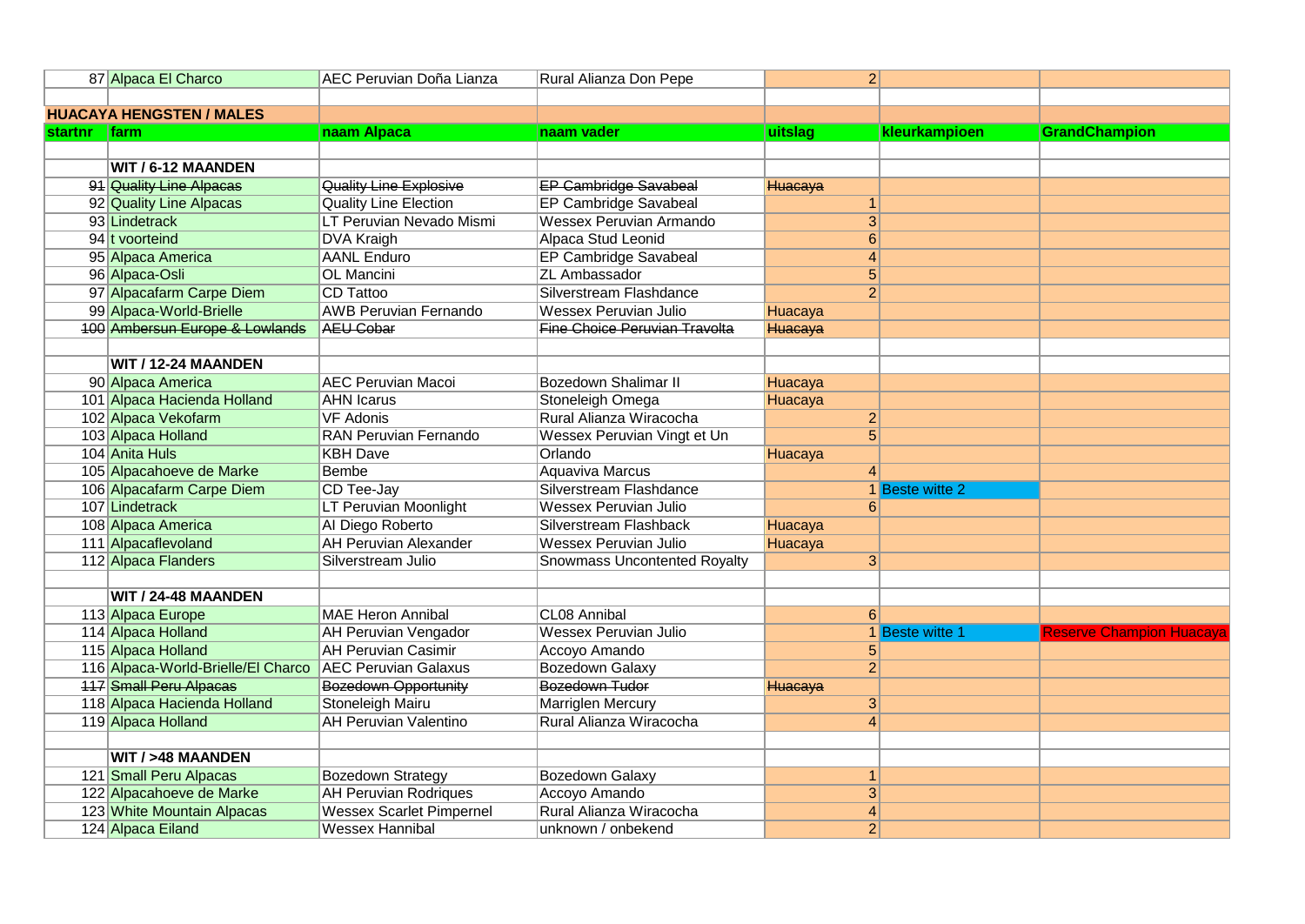| startnr | farm | naam Alpaca | naam vader | uitslag | kleurkampioen | GrandChampion |
|---|---|---|---|---|---|---|
| 87 | Alpaca El Charco | AEC Peruvian Doña Lianza | Rural Alianza Don Pepe | 2 | | |
| | | | | | | |
| | **HUACAYA HENGSTEN / MALES** | | | | | |
| **startnr** | **farm** | **naam Alpaca** | **naam vader** | **uitslag** | **kleurkampioen** | **GrandChampion** |
| | | | | | | |
| | **WIT / 6-12 MAANDEN** | | | | | |
| ~~91~~ | ~~Quality Line Alpacas~~ | ~~Quality Line Explosive~~ | ~~EP Cambridge Savabeal~~ | ~~Huacaya~~ | | |
| 92 | Quality Line Alpacas | Quality Line Election | EP Cambridge Savabeal | 1 | | |
| 93 | Lindetrack | LT Peruvian Nevado Mismi | Wessex Peruvian Armando | 3 | | |
| 94 | t voorteind | DVA Kraigh | Alpaca Stud Leonid | 6 | | |
| 95 | Alpaca America | AANL Enduro | EP Cambridge Savabeal | 4 | | |
| 96 | Alpaca-Osli | OL Mancini | ZL Ambassador | 5 | | |
| 97 | Alpacafarm Carpe Diem | CD Tattoo | Silverstream Flashdance | 2 | | |
| 99 | Alpaca-World-Brielle | AWB Peruvian Fernando | Wessex Peruvian Julio | Huacaya | | |
| ~~100~~ | ~~Ambersun Europe & Lowlands~~ | ~~AEU Cobar~~ | ~~Fine Choice Peruvian Travolta~~ | ~~Huacaya~~ | | |
| | | | | | | |
| | **WIT / 12-24 MAANDEN** | | | | | |
| 90 | Alpaca America | AEC Peruvian Macoi | Bozedown Shalimar II | Huacaya | | |
| 101 | Alpaca Hacienda Holland | AHN Icarus | Stoneleigh Omega | Huacaya | | |
| 102 | Alpaca Vekofarm | VF Adonis | Rural Alianza Wiracocha | 2 | | |
| 103 | Alpaca Holland | RAN Peruvian Fernando | Wessex Peruvian Vingt et Un | 5 | | |
| 104 | Anita Huls | KBH Dave | Orlando | Huacaya | | |
| 105 | Alpacahoeve de Marke | Bembe | Aquaviva Marcus | 4 | | |
| 106 | Alpacafarm Carpe Diem | CD Tee-Jay | Silverstream Flashdance | 1 | Beste witte 2 | |
| 107 | Lindetrack | LT Peruvian Moonlight | Wessex Peruvian Julio | 6 | | |
| 108 | Alpaca America | AI Diego Roberto | Silverstream Flashback | Huacaya | | |
| 111 | Alpacaflevoland | AH Peruvian Alexander | Wessex Peruvian Julio | Huacaya | | |
| 112 | Alpaca Flanders | Silverstream Julio | Snowmass Uncontented Royalty | 3 | | |
| | | | | | | |
| | **WIT / 24-48 MAANDEN** | | | | | |
| 113 | Alpaca Europe | MAE Heron Annibal | CL08 Annibal | 6 | | |
| 114 | Alpaca Holland | AH Peruvian Vengador | Wessex Peruvian Julio | 1 | Beste witte 1 | Reserve Champion Huacaya |
| 115 | Alpaca Holland | AH Peruvian Casimir | Accoyo Amando | 5 | | |
| 116 | Alpaca-World-Brielle/El Charco | AEC Peruvian Galaxus | Bozedown Galaxy | 2 | | |
| ~~117~~ | ~~Small Peru Alpacas~~ | ~~Bozedown Opportunity~~ | ~~Bozedown Tudor~~ | ~~Huacaya~~ | | |
| 118 | Alpaca Hacienda Holland | Stoneleigh Mairu | Marriglen Mercury | 3 | | |
| 119 | Alpaca Holland | AH Peruvian Valentino | Rural Alianza Wiracocha | 4 | | |
| | | | | | | |
| | **WIT / >48 MAANDEN** | | | | | |
| 121 | Small Peru Alpacas | Bozedown Strategy | Bozedown Galaxy | 1 | | |
| 122 | Alpacahoeve de Marke | AH Peruvian Rodriques | Accoyo Amando | 3 | | |
| 123 | White Mountain Alpacas | Wessex Scarlet Pimpernel | Rural Alianza Wiracocha | 4 | | |
| 124 | Alpaca Eiland | Wessex Hannibal | unknown / onbekend | 2 | | |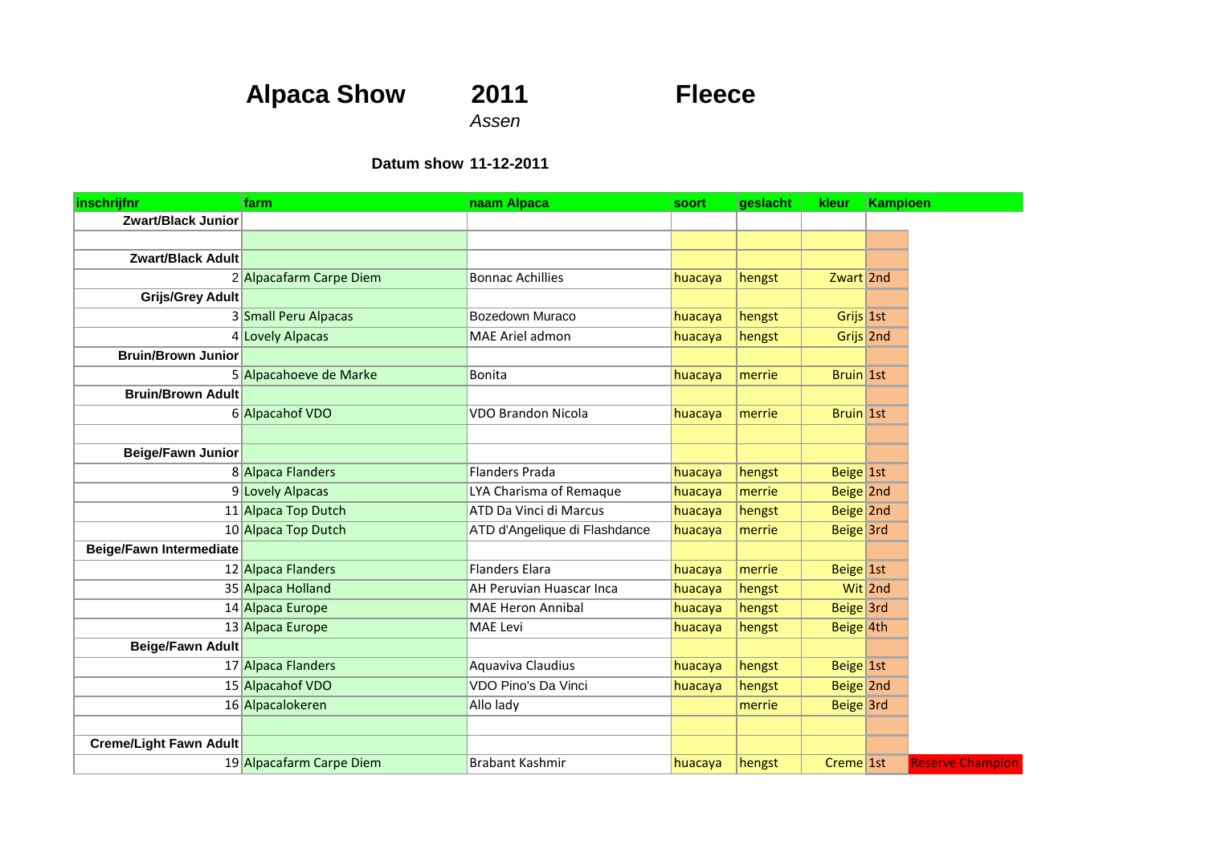# Alpaca Show 2011 Fleece

*Assen*

**Datum show 11-12-2011**

| inschrijfnr | farm | naam Alpaca | soort | geslacht | kleur | Kampioen | |
|---|---|---|---|---|---|---|---|
| **Zwart/Black Junior** | | | | | | | |
| | | | | | | | |
| **Zwart/Black Adult** | | | | | | | |
| 2 | Alpacafarm Carpe Diem | Bonnac Achillies | huacaya | hengst | Zwart | 2nd | |
| **Grijs/Grey Adult** | | | | | | | |
| 3 | Small Peru Alpacas | Bozedown Muraco | huacaya | hengst | Grijs | 1st | |
| 4 | Lovely Alpacas | MAE Ariel admon | huacaya | hengst | Grijs | 2nd | |
| **Bruin/Brown Junior** | | | | | | | |
| 5 | Alpacahoeve de Marke | Bonita | huacaya | merrie | Bruin | 1st | |
| **Bruin/Brown Adult** | | | | | | | |
| 6 | Alpacahof VDO | VDO Brandon Nicola | huacaya | merrie | Bruin | 1st | |
| | | | | | | | |
| **Beige/Fawn Junior** | | | | | | | |
| 8 | Alpaca Flanders | Flanders Prada | huacaya | hengst | Beige | 1st | |
| 9 | Lovely Alpacas | LYA Charisma of Remaque | huacaya | merrie | Beige | 2nd | |
| 11 | Alpaca Top Dutch | ATD Da Vinci di Marcus | huacaya | hengst | Beige | 2nd | |
| 10 | Alpaca Top Dutch | ATD d'Angelique di Flashdance | huacaya | merrie | Beige | 3rd | |
| **Beige/Fawn Intermediate** | | | | | | | |
| 12 | Alpaca Flanders | Flanders Elara | huacaya | merrie | Beige | 1st | |
| 35 | Alpaca Holland | AH Peruvian Huascar Inca | huacaya | hengst | Wit | 2nd | |
| 14 | Alpaca Europe | MAE Heron Annibal | huacaya | hengst | Beige | 3rd | |
| 13 | Alpaca Europe | MAE Levi | huacaya | hengst | Beige | 4th | |
| **Beige/Fawn Adult** | | | | | | | |
| 17 | Alpaca Flanders | Aquaviva Claudius | huacaya | hengst | Beige | 1st | |
| 15 | Alpacahof VDO | VDO Pino's Da Vinci | huacaya | hengst | Beige | 2nd | |
| 16 | Alpacalokeren | Allo lady | | merrie | Beige | 3rd | |
| | | | | | | | |
| **Creme/Light Fawn Adult** | | | | | | | |
| 19 | Alpacafarm Carpe Diem | Brabant Kashmir | huacaya | hengst | Creme | 1st | Reserve Champion |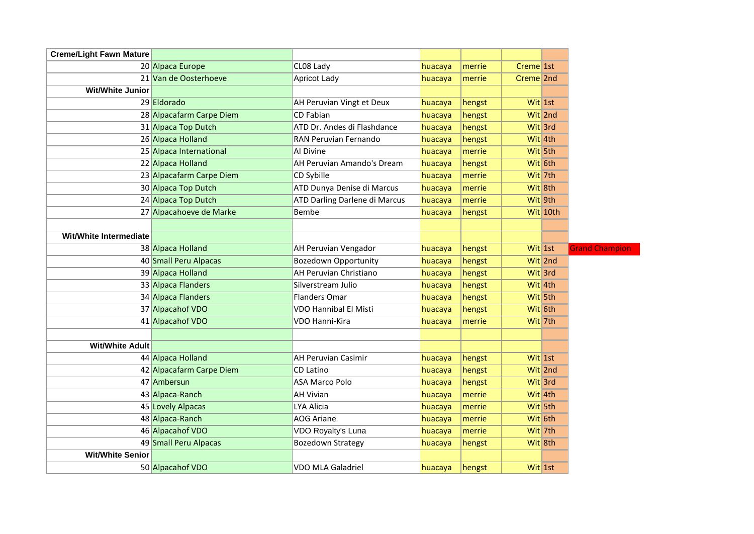| Creme/Light Fawn Mature | | | | | | | |
|---|---|---|---|---|---|---|---|
| 20 | Alpaca Europe | CL08 Lady | huacaya | merrie | Creme | 1st | |
| 21 | Van de Oosterhoeve | Apricot Lady | huacaya | merrie | Creme | 2nd | |
| **Wit/White Junior** | | | | | | | |
| 29 | Eldorado | AH Peruvian Vingt et Deux | huacaya | hengst | Wit | 1st | |
| 28 | Alpacafarm Carpe Diem | CD Fabian | huacaya | hengst | Wit | 2nd | |
| 31 | Alpaca Top Dutch | ATD Dr. Andes di Flashdance | huacaya | hengst | Wit | 3rd | |
| 26 | Alpaca Holland | RAN Peruvian Fernando | huacaya | hengst | Wit | 4th | |
| 25 | Alpaca International | AI Divine | huacaya | merrie | Wit | 5th | |
| 22 | Alpaca Holland | AH Peruvian Amando's Dream | huacaya | hengst | Wit | 6th | |
| 23 | Alpacafarm Carpe Diem | CD Sybille | huacaya | merrie | Wit | 7th | |
| 30 | Alpaca Top Dutch | ATD Dunya Denise di Marcus | huacaya | merrie | Wit | 8th | |
| 24 | Alpaca Top Dutch | ATD Darling Darlene di Marcus | huacaya | merrie | Wit | 9th | |
| 27 | Alpacahoeve de Marke | Bembe | huacaya | hengst | Wit | 10th | |
| | | | | | | | |
| **Wit/White Intermediate** | | | | | | | |
| 38 | Alpaca Holland | AH Peruvian Vengador | huacaya | hengst | Wit | 1st | Grand Champion |
| 40 | Small Peru Alpacas | Bozedown Opportunity | huacaya | hengst | Wit | 2nd | |
| 39 | Alpaca Holland | AH Peruvian Christiano | huacaya | hengst | Wit | 3rd | |
| 33 | Alpaca Flanders | Silverstream Julio | huacaya | hengst | Wit | 4th | |
| 34 | Alpaca Flanders | Flanders Omar | huacaya | hengst | Wit | 5th | |
| 37 | Alpacahof VDO | VDO Hannibal El Misti | huacaya | hengst | Wit | 6th | |
| 41 | Alpacahof VDO | VDO Hanni-Kira | huacaya | merrie | Wit | 7th | |
| | | | | | | | |
| **Wit/White Adult** | | | | | | | |
| 44 | Alpaca Holland | AH Peruvian Casimir | huacaya | hengst | Wit | 1st | |
| 42 | Alpacafarm Carpe Diem | CD Latino | huacaya | hengst | Wit | 2nd | |
| 47 | Ambersun | ASA Marco Polo | huacaya | hengst | Wit | 3rd | |
| 43 | Alpaca-Ranch | AH Vivian | huacaya | merrie | Wit | 4th | |
| 45 | Lovely Alpacas | LYA Alicia | huacaya | merrie | Wit | 5th | |
| 48 | Alpaca-Ranch | AOG Ariane | huacaya | merrie | Wit | 6th | |
| 46 | Alpacahof VDO | VDO Royalty's Luna | huacaya | merrie | Wit | 7th | |
| 49 | Small Peru Alpacas | Bozedown Strategy | huacaya | hengst | Wit | 8th | |
| **Wit/White Senior** | | | | | | | |
| 50 | Alpacahof VDO | VDO MLA Galadriel | huacaya | hengst | Wit | 1st | |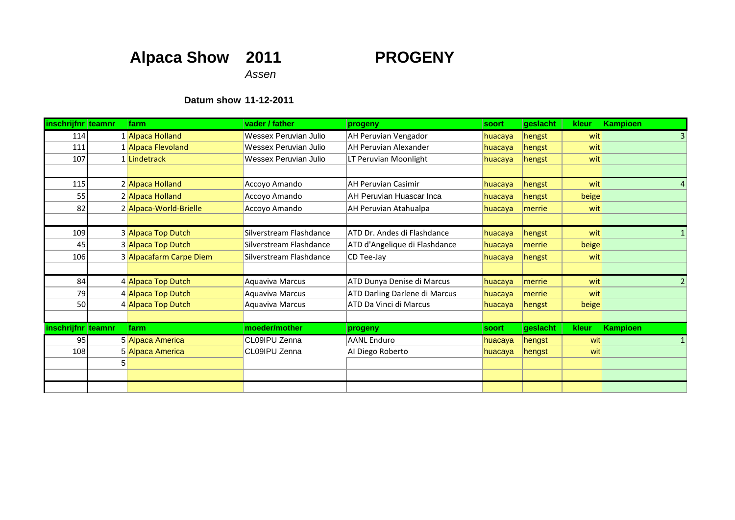# Alpaca Show 2011 PROGENY

*Assen*

**Datum show 11-12-2011**

| inschrijfnr | teamnr | farm | vader / father | progeny | soort | geslacht | kleur | Kampioen |
|---|---|---|---|---|---|---|---|---|
| 114 | 1 | Alpaca Holland | Wessex Peruvian Julio | AH Peruvian Vengador | huacaya | hengst | wit | 3 |
| 111 | 1 | Alpaca Flevoland | Wessex Peruvian Julio | AH Peruvian Alexander | huacaya | hengst | wit | |
| 107 | 1 | Lindetrack | Wessex Peruvian Julio | LT Peruvian Moonlight | huacaya | hengst | wit | |
| | | | | | | | | |
| 115 | 2 | Alpaca Holland | Accoyo Amando | AH Peruvian Casimir | huacaya | hengst | wit | 4 |
| 55 | 2 | Alpaca Holland | Accoyo Amando | AH Peruvian Huascar Inca | huacaya | hengst | beige | |
| 82 | 2 | Alpaca-World-Brielle | Accoyo Amando | AH Peruvian Atahualpa | huacaya | merrie | wit | |
| | | | | | | | | |
| 109 | 3 | Alpaca Top Dutch | Silverstream Flashdance | ATD Dr. Andes di Flashdance | huacaya | hengst | wit | 1 |
| 45 | 3 | Alpaca Top Dutch | Silverstream Flashdance | ATD d'Angelique di Flashdance | huacaya | merrie | beige | |
| 106 | 3 | Alpacafarm Carpe Diem | Silverstream Flashdance | CD Tee-Jay | huacaya | hengst | wit | |
| | | | | | | | | |
| 84 | 4 | Alpaca Top Dutch | Aquaviva Marcus | ATD Dunya Denise di Marcus | huacaya | merrie | wit | 2 |
| 79 | 4 | Alpaca Top Dutch | Aquaviva Marcus | ATD Darling Darlene di Marcus | huacaya | merrie | wit | |
| 50 | 4 | Alpaca Top Dutch | Aquaviva Marcus | ATD Da Vinci di Marcus | huacaya | hengst | beige | |
| | | | | | | | | |
| **inschrijfnr** | **teamnr** | **farm** | **moeder/mother** | **progeny** | **soort** | **geslacht** | **kleur** | **Kampioen** |
| 95 | 5 | Alpaca America | CL09IPU Zenna | AANL Enduro | huacaya | hengst | wit | 1 |
| 108 | 5 | Alpaca America | CL09IPU Zenna | AI Diego Roberto | huacaya | hengst | wit | |
| | 5 | | | | | | | |
| | | | | | | | | |
| | | | | | | | | |